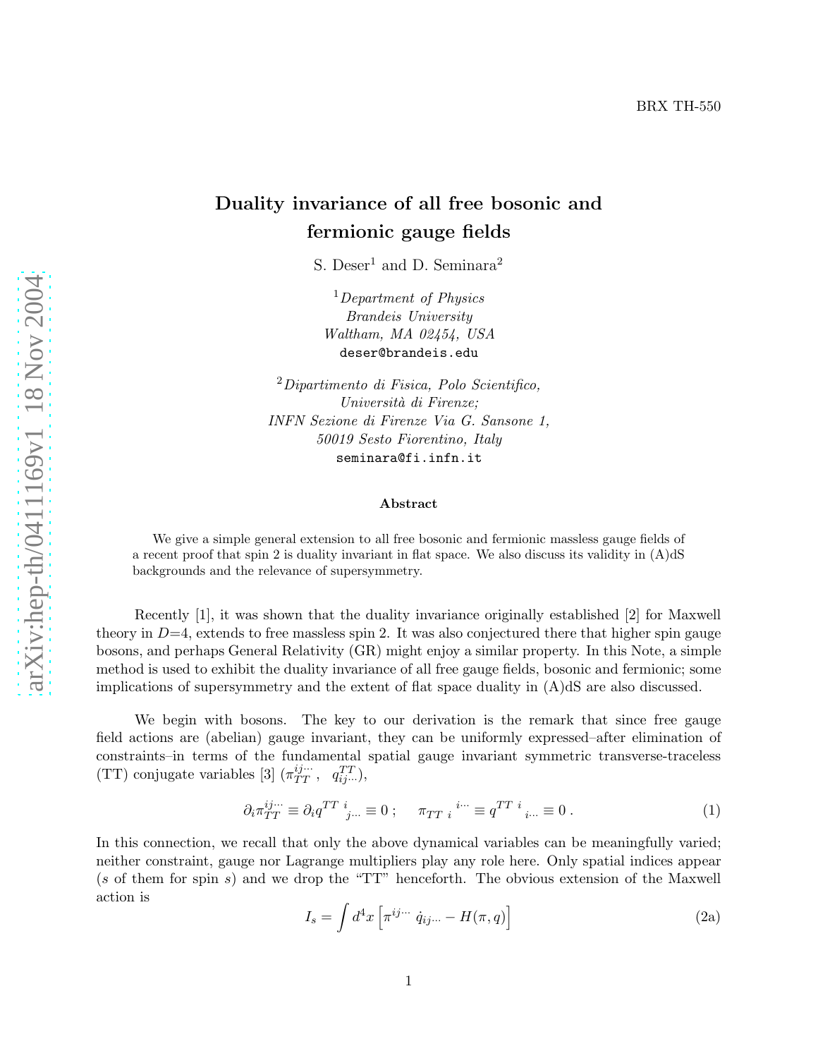BRX TH-550

# Duality invariance of all free bosonic and fermionic gauge fields

S. Deser[1] and D. Seminara[2]

[1] *Department of Physics*
*Brandeis University*
*Waltham, MA 02454, USA*
deser@brandeis.edu

[2] *Dipartimento di Fisica, Polo Scientifico,*
*Università di Firenze;*
*INFN Sezione di Firenze Via G. Sansone 1,*
*50019 Sesto Fiorentino, Italy*
seminara@fi.infn.it

### Abstract

We give a simple general extension to all free bosonic and fermionic massless gauge fields of a recent proof that spin 2 is duality invariant in flat space. We also discuss its validity in (A)dS backgrounds and the relevance of supersymmetry.

Recently [1], it was shown that the duality invariance originally established [2] for Maxwell theory in $D$=4, extends to free massless spin 2. It was also conjectured there that higher spin gauge bosons, and perhaps General Relativity (GR) might enjoy a similar property. In this Note, a simple method is used to exhibit the duality invariance of all free gauge fields, bosonic and fermionic; some implications of supersymmetry and the extent of flat space duality in (A)dS are also discussed.

We begin with bosons. The key to our derivation is the remark that since free gauge field actions are (abelian) gauge invariant, they can be uniformly expressed–after elimination of constraints–in terms of the fundamental spatial gauge invariant symmetric transverse-traceless (TT) conjugate variables [3] ($\pi^{ij\cdots}_{TT}$, $q^{TT}_{ij\cdots}$),

$$\partial_i \pi^{ij\cdots}_{TT} \equiv \partial_i q^{TT\ i}{}_{j\cdots} \equiv 0\,; \qquad \pi_{TT\ i}{}^{i\cdots} \equiv q^{TT\ i}{}_{i\cdots} \equiv 0\,. \tag{1}$$

In this connection, we recall that only the above dynamical variables can be meaningfully varied; neither constraint, gauge nor Lagrange multipliers play any role here. Only spatial indices appear ($s$ of them for spin $s$) and we drop the "TT" henceforth. The obvious extension of the Maxwell action is

$$I_s = \int d^4x \left[\pi^{ij\cdots}\,\dot{q}_{ij\cdots} - H(\pi, q)\right] \tag{2a}$$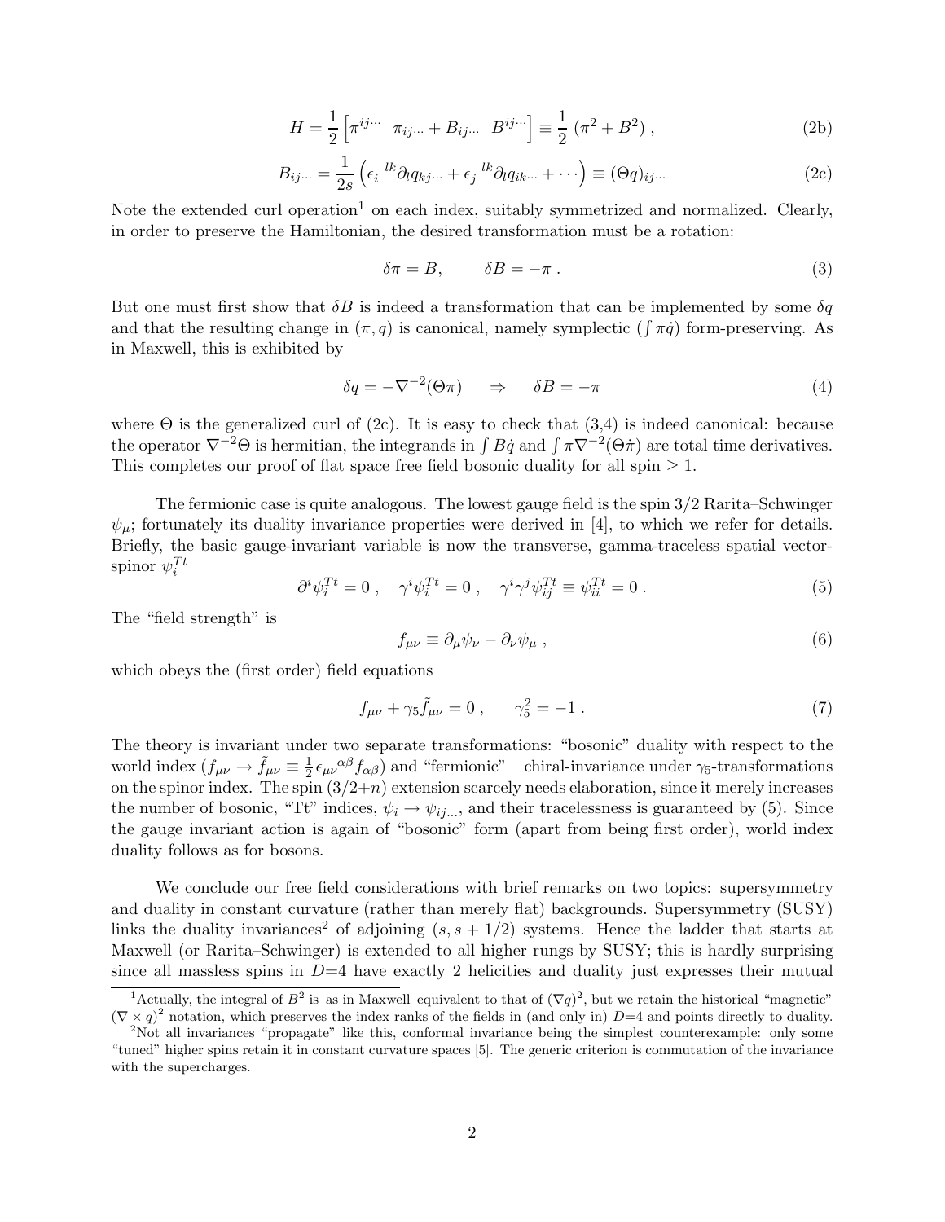$$H = \frac{1}{2}\left[\pi^{ij\cdots}\ \ \pi_{ij\cdots} + B_{ij\cdots}\ \ B^{ij\cdots}\right] \equiv \frac{1}{2}\left(\pi^2 + B^2\right), \tag{2b}$$

$$B_{ij\cdots} = \frac{1}{2s}\left(\epsilon_i{}^{lk}\partial_l q_{kj\cdots} + \epsilon_j{}^{lk}\partial_l q_{ik\cdots} + \cdots\right) \equiv (\Theta q)_{ij\cdots} \tag{2c}$$

Note the extended curl operation[1] on each index, suitably symmetrized and normalized. Clearly, in order to preserve the Hamiltonian, the desired transformation must be a rotation:

$$\delta\pi = B, \qquad \delta B = -\pi\,. \tag{3}$$

But one must first show that $\delta B$ is indeed a transformation that can be implemented by some $\delta q$ and that the resulting change in $(\pi, q)$ is canonical, namely symplectic ($\int \pi \dot{q}$) form-preserving. As in Maxwell, this is exhibited by

$$\delta q = -\nabla^{-2}(\Theta\pi) \quad \Rightarrow \quad \delta B = -\pi \tag{4}$$

where $\Theta$ is the generalized curl of (2c). It is easy to check that (3,4) is indeed canonical: because the operator $\nabla^{-2}\Theta$ is hermitian, the integrands in $\int B\dot{q}$ and $\int \pi\nabla^{-2}(\Theta\dot{\pi})$ are total time derivatives. This completes our proof of flat space free field bosonic duality for all spin $\geq 1$.

The fermionic case is quite analogous. The lowest gauge field is the spin 3/2 Rarita–Schwinger $\psi_\mu$; fortunately its duality invariance properties were derived in [4], to which we refer for details. Briefly, the basic gauge-invariant variable is now the transverse, gamma-traceless spatial vector-spinor $\psi_i^{Tt}$

$$\partial^i\psi_i^{Tt} = 0\,, \quad \gamma^i\psi_i^{Tt} = 0\,, \quad \gamma^i\gamma^j\psi_{ij}^{Tt} \equiv \psi_{ii}^{Tt} = 0\,. \tag{5}$$

The "field strength" is

$$f_{\mu\nu} \equiv \partial_\mu\psi_\nu - \partial_\nu\psi_\mu\,, \tag{6}$$

which obeys the (first order) field equations

$$f_{\mu\nu} + \gamma_5\tilde{f}_{\mu\nu} = 0\,, \qquad \gamma_5^2 = -1\,. \tag{7}$$

The theory is invariant under two separate transformations: "bosonic" duality with respect to the world index ($f_{\mu\nu} \rightarrow \tilde{f}_{\mu\nu} \equiv \frac{1}{2}\epsilon_{\mu\nu}{}^{\alpha\beta}f_{\alpha\beta}$) and "fermionic" – chiral-invariance under $\gamma_5$-transformations on the spinor index. The spin (3/2+$n$) extension scarcely needs elaboration, since it merely increases the number of bosonic, "Tt" indices, $\psi_i \rightarrow \psi_{ij\ldots}$, and their tracelessness is guaranteed by (5). Since the gauge invariant action is again of "bosonic" form (apart from being first order), world index duality follows as for bosons.

We conclude our free field considerations with brief remarks on two topics: supersymmetry and duality in constant curvature (rather than merely flat) backgrounds. Supersymmetry (SUSY) links the duality invariances[2] of adjoining $(s, s+1/2)$ systems. Hence the ladder that starts at Maxwell (or Rarita–Schwinger) is extended to all higher rungs by SUSY; this is hardly surprising since all massless spins in $D$=4 have exactly 2 helicities and duality just expresses their mutual

[1] Actually, the integral of $B^2$ is–as in Maxwell–equivalent to that of $(\nabla q)^2$, but we retain the historical "magnetic" $(\nabla \times q)^2$ notation, which preserves the index ranks of the fields in (and only in) $D$=4 and points directly to duality.

[2] Not all invariances "propagate" like this, conformal invariance being the simplest counterexample: only some "tuned" higher spins retain it in constant curvature spaces [5]. The generic criterion is commutation of the invariance with the supercharges.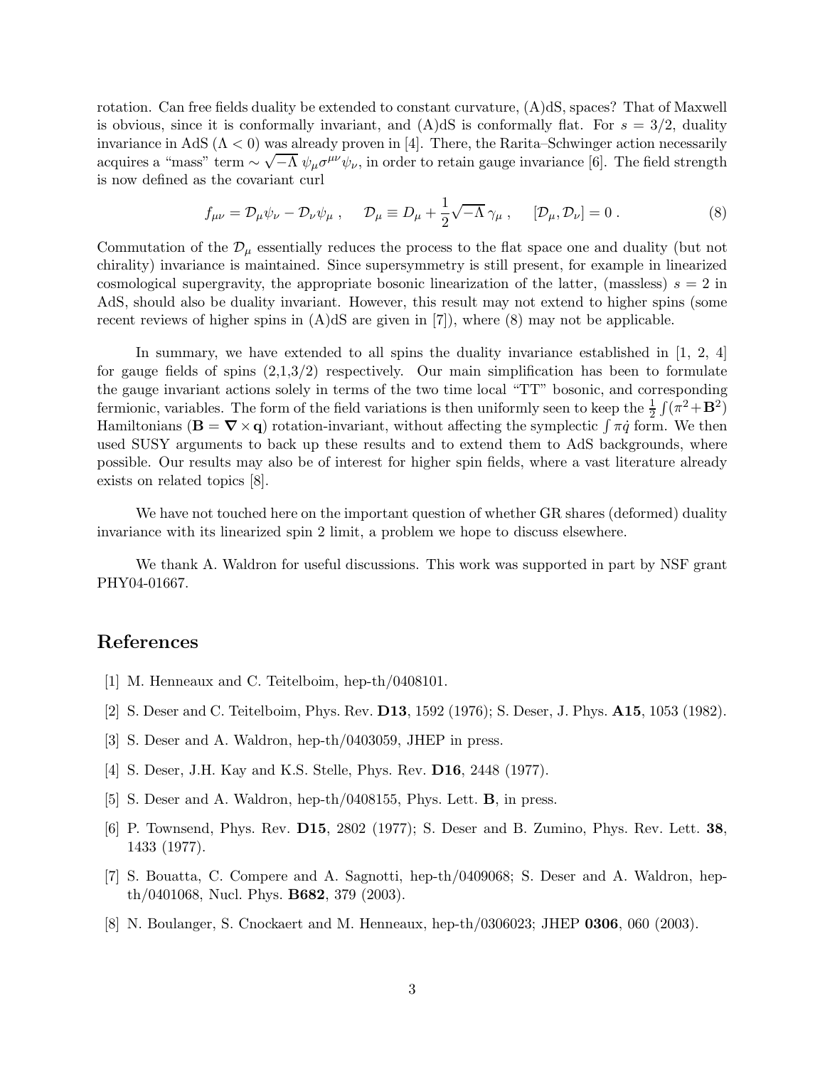rotation. Can free fields duality be extended to constant curvature, (A)dS, spaces? That of Maxwell is obvious, since it is conformally invariant, and (A)dS is conformally flat. For $s = 3/2$, duality invariance in AdS ($\Lambda < 0$) was already proven in [4]. There, the Rarita–Schwinger action necessarily acquires a "mass" term $\sim \sqrt{-\Lambda}\; \psi_\mu \sigma^{\mu\nu} \psi_\nu$, in order to retain gauge invariance [6]. The field strength is now defined as the covariant curl

$$f_{\mu\nu} = \mathcal{D}_\mu \psi_\nu - \mathcal{D}_\nu \psi_\mu \;, \quad \mathcal{D}_\mu \equiv D_\mu + \frac{1}{2}\sqrt{-\Lambda}\, \gamma_\mu \;, \quad [\mathcal{D}_\mu, \mathcal{D}_\nu] = 0 \;. \tag{8}$$

Commutation of the $\mathcal{D}_\mu$ essentially reduces the process to the flat space one and duality (but not chirality) invariance is maintained. Since supersymmetry is still present, for example in linearized cosmological supergravity, the appropriate bosonic linearization of the latter, (massless) $s = 2$ in AdS, should also be duality invariant. However, this result may not extend to higher spins (some recent reviews of higher spins in (A)dS are given in [7]), where (8) may not be applicable.

In summary, we have extended to all spins the duality invariance established in [1, 2, 4] for gauge fields of spins (2,1,3/2) respectively. Our main simplification has been to formulate the gauge invariant actions solely in terms of the two time local "TT" bosonic, and corresponding fermionic, variables. The form of the field variations is then uniformly seen to keep the $\frac{1}{2}\int(\pi^2 + \mathbf{B}^2)$ Hamiltonians ($\mathbf{B} = \boldsymbol{\nabla} \times \mathbf{q}$) rotation-invariant, without affecting the symplectic $\int \pi \dot{q}$ form. We then used SUSY arguments to back up these results and to extend them to AdS backgrounds, where possible. Our results may also be of interest for higher spin fields, where a vast literature already exists on related topics [8].

We have not touched here on the important question of whether GR shares (deformed) duality invariance with its linearized spin 2 limit, a problem we hope to discuss elsewhere.

We thank A. Waldron for useful discussions. This work was supported in part by NSF grant PHY04-01667.

## References

[1] M. Henneaux and C. Teitelboim, hep-th/0408101.

[2] S. Deser and C. Teitelboim, Phys. Rev. **D13**, 1592 (1976); S. Deser, J. Phys. **A15**, 1053 (1982).

[3] S. Deser and A. Waldron, hep-th/0403059, JHEP in press.

[4] S. Deser, J.H. Kay and K.S. Stelle, Phys. Rev. **D16**, 2448 (1977).

[5] S. Deser and A. Waldron, hep-th/0408155, Phys. Lett. **B**, in press.

[6] P. Townsend, Phys. Rev. **D15**, 2802 (1977); S. Deser and B. Zumino, Phys. Rev. Lett. **38**, 1433 (1977).

[7] S. Bouatta, C. Compere and A. Sagnotti, hep-th/0409068; S. Deser and A. Waldron, hep-th/0401068, Nucl. Phys. **B682**, 379 (2003).

[8] N. Boulanger, S. Cnockaert and M. Henneaux, hep-th/0306023; JHEP **0306**, 060 (2003).